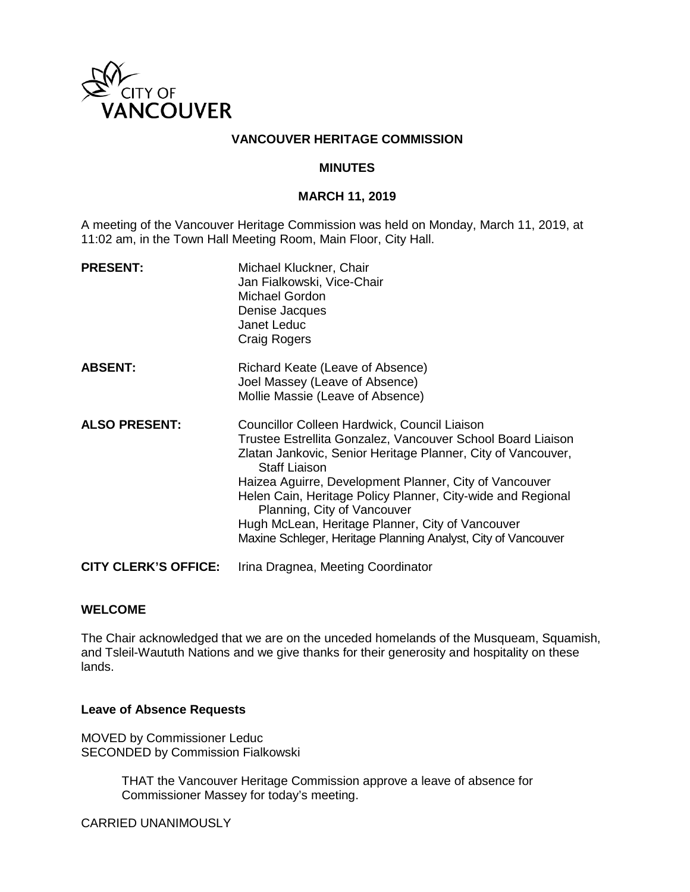# VANCOUVER HERITAGE COMMISSION

## MINUTES

### MARCH 11, 2019

A meeting of the Vancouver Heritage Commission was held on Monday, March 11, 2019, at 11:02 am, in the Town Hall Meeting Room, Main Floor, City Hall.

| | |
|---|---|
| **PRESENT:** | Michael Kluckner, Chair<br>Jan Fialkowski, Vice-Chair<br>Michael Gordon<br>Denise Jacques<br>Janet Leduc<br>Craig Rogers |
| **ABSENT:** | Richard Keate (Leave of Absence)<br>Joel Massey (Leave of Absence)<br>Mollie Massie (Leave of Absence) |
| **ALSO PRESENT:** | Councillor Colleen Hardwick, Council Liaison<br>Trustee Estrellita Gonzalez, Vancouver School Board Liaison<br>Zlatan Jankovic, Senior Heritage Planner, City of Vancouver, Staff Liaison<br>Haizea Aguirre, Development Planner, City of Vancouver<br>Helen Cain, Heritage Policy Planner, City-wide and Regional Planning, City of Vancouver<br>Hugh McLean, Heritage Planner, City of Vancouver<br>Maxine Schleger, Heritage Planning Analyst, City of Vancouver |
| **CITY CLERK'S OFFICE:** | Irina Dragnea, Meeting Coordinator |

## WELCOME

The Chair acknowledged that we are on the unceded homelands of the Musqueam, Squamish, and Tsleil-Waututh Nations and we give thanks for their generosity and hospitality on these lands.

### Leave of Absence Requests

MOVED by Commissioner Leduc
SECONDED by Commission Fialkowski

> THAT the Vancouver Heritage Commission approve a leave of absence for Commissioner Massey for today's meeting.

CARRIED UNANIMOUSLY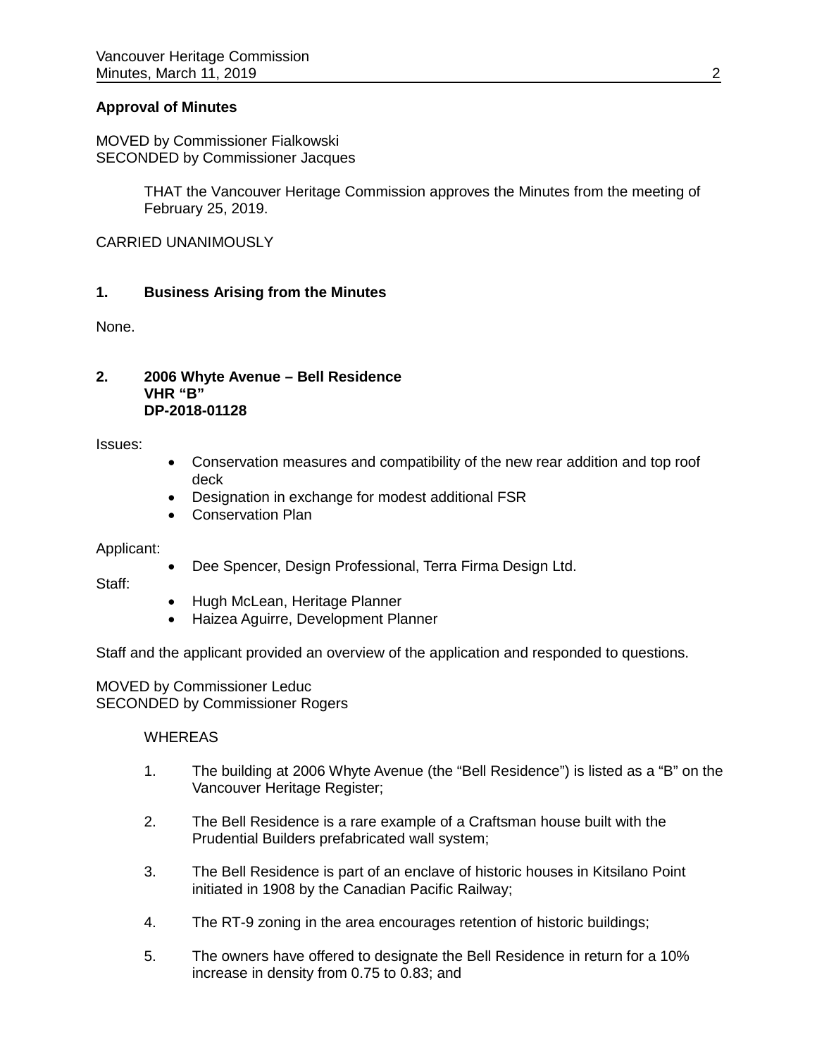**Approval of Minutes**

MOVED by Commissioner Fialkowski
SECONDED by Commissioner Jacques

> THAT the Vancouver Heritage Commission approves the Minutes from the meeting of February 25, 2019.

CARRIED UNANIMOUSLY

## 1. Business Arising from the Minutes

None.

## 2. 2006 Whyte Avenue – Bell Residence VHR "B" DP-2018-01128

Issues:

- Conservation measures and compatibility of the new rear addition and top roof deck
- Designation in exchange for modest additional FSR
- Conservation Plan

Applicant:

- Dee Spencer, Design Professional, Terra Firma Design Ltd.

Staff:

- Hugh McLean, Heritage Planner
- Haizea Aguirre, Development Planner

Staff and the applicant provided an overview of the application and responded to questions.

MOVED by Commissioner Leduc
SECONDED by Commissioner Rogers

WHEREAS

1. The building at 2006 Whyte Avenue (the "Bell Residence") is listed as a "B" on the Vancouver Heritage Register;
2. The Bell Residence is a rare example of a Craftsman house built with the Prudential Builders prefabricated wall system;
3. The Bell Residence is part of an enclave of historic houses in Kitsilano Point initiated in 1908 by the Canadian Pacific Railway;
4. The RT-9 zoning in the area encourages retention of historic buildings;
5. The owners have offered to designate the Bell Residence in return for a 10% increase in density from 0.75 to 0.83; and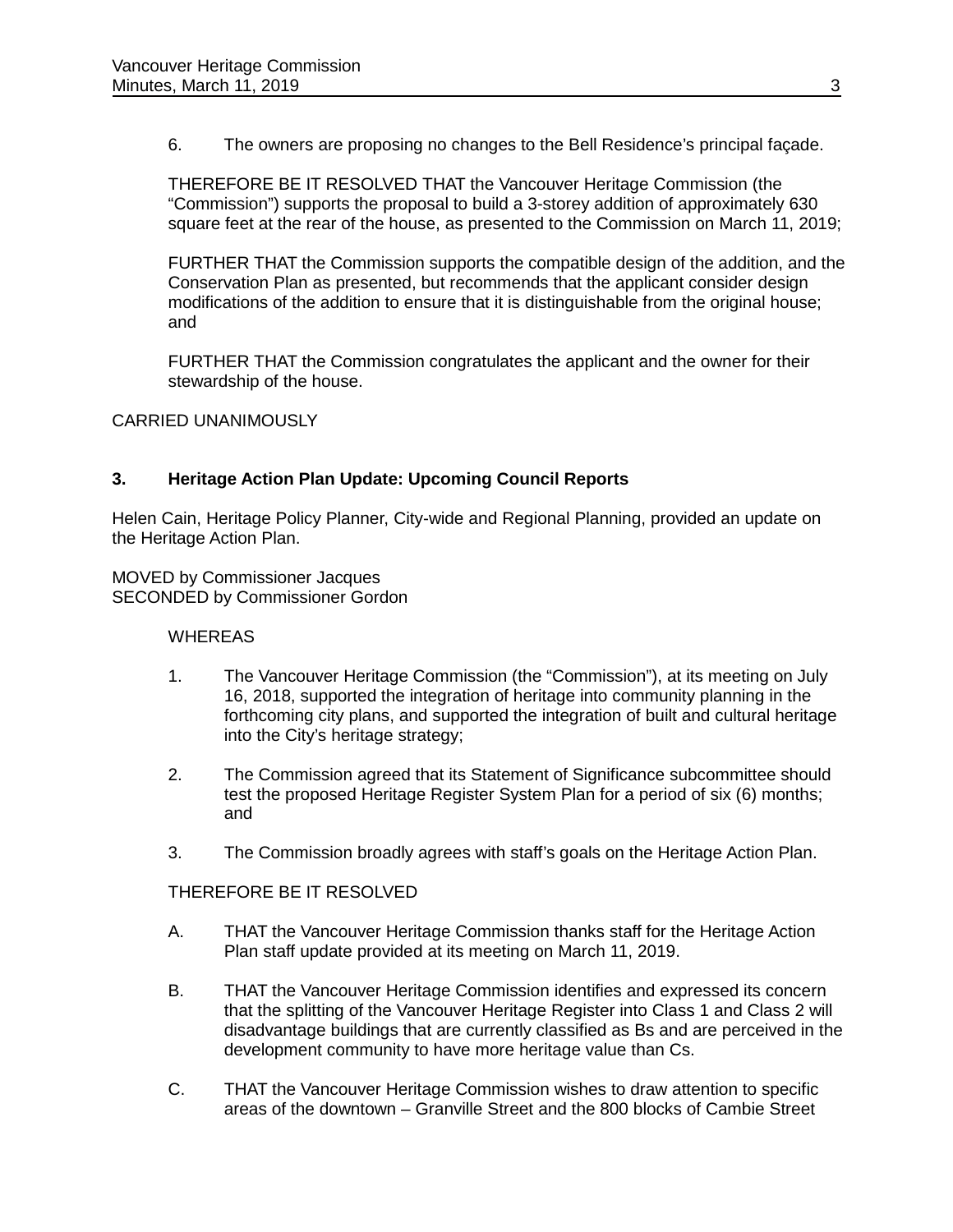6. The owners are proposing no changes to the Bell Residence's principal façade.

THEREFORE BE IT RESOLVED THAT the Vancouver Heritage Commission (the "Commission") supports the proposal to build a 3-storey addition of approximately 630 square feet at the rear of the house, as presented to the Commission on March 11, 2019;

FURTHER THAT the Commission supports the compatible design of the addition, and the Conservation Plan as presented, but recommends that the applicant consider design modifications of the addition to ensure that it is distinguishable from the original house; and

FURTHER THAT the Commission congratulates the applicant and the owner for their stewardship of the house.

CARRIED UNANIMOUSLY

## 3. Heritage Action Plan Update: Upcoming Council Reports

Helen Cain, Heritage Policy Planner, City-wide and Regional Planning, provided an update on the Heritage Action Plan.

MOVED by Commissioner Jacques
SECONDED by Commissioner Gordon

WHEREAS

1. The Vancouver Heritage Commission (the "Commission"), at its meeting on July 16, 2018, supported the integration of heritage into community planning in the forthcoming city plans, and supported the integration of built and cultural heritage into the City's heritage strategy;

2. The Commission agreed that its Statement of Significance subcommittee should test the proposed Heritage Register System Plan for a period of six (6) months; and

3. The Commission broadly agrees with staff's goals on the Heritage Action Plan.

THEREFORE BE IT RESOLVED

A. THAT the Vancouver Heritage Commission thanks staff for the Heritage Action Plan staff update provided at its meeting on March 11, 2019.

B. THAT the Vancouver Heritage Commission identifies and expressed its concern that the splitting of the Vancouver Heritage Register into Class 1 and Class 2 will disadvantage buildings that are currently classified as Bs and are perceived in the development community to have more heritage value than Cs.

C. THAT the Vancouver Heritage Commission wishes to draw attention to specific areas of the downtown – Granville Street and the 800 blocks of Cambie Street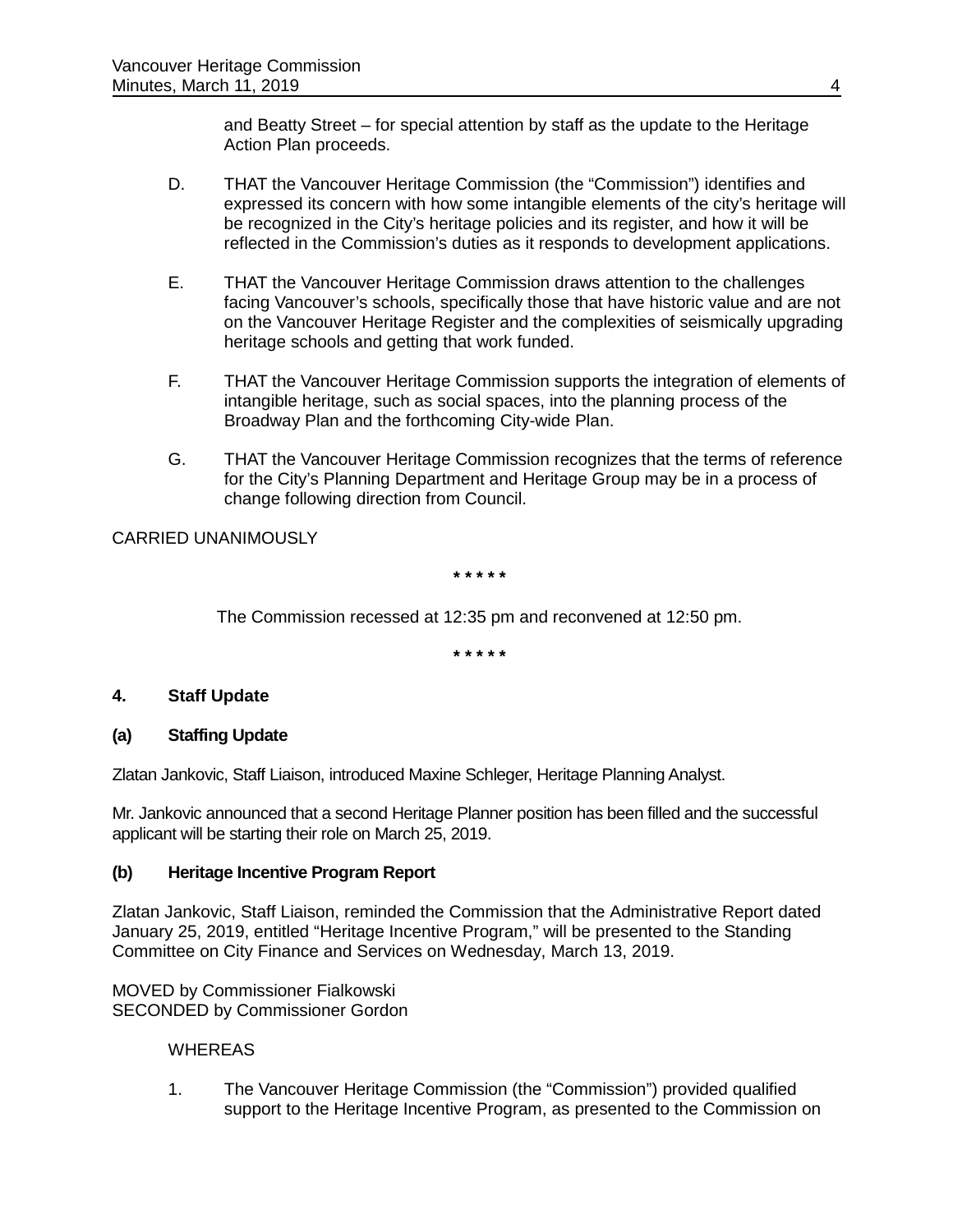and Beatty Street – for special attention by staff as the update to the Heritage Action Plan proceeds.

D. THAT the Vancouver Heritage Commission (the "Commission") identifies and expressed its concern with how some intangible elements of the city's heritage will be recognized in the City's heritage policies and its register, and how it will be reflected in the Commission's duties as it responds to development applications.

E. THAT the Vancouver Heritage Commission draws attention to the challenges facing Vancouver's schools, specifically those that have historic value and are not on the Vancouver Heritage Register and the complexities of seismically upgrading heritage schools and getting that work funded.

F. THAT the Vancouver Heritage Commission supports the integration of elements of intangible heritage, such as social spaces, into the planning process of the Broadway Plan and the forthcoming City-wide Plan.

G. THAT the Vancouver Heritage Commission recognizes that the terms of reference for the City's Planning Department and Heritage Group may be in a process of change following direction from Council.

CARRIED UNANIMOUSLY

* * * * *

The Commission recessed at 12:35 pm and reconvened at 12:50 pm.

* * * * *

## 4. Staff Update

### (a) Staffing Update

Zlatan Jankovic, Staff Liaison, introduced Maxine Schleger, Heritage Planning Analyst.

Mr. Jankovic announced that a second Heritage Planner position has been filled and the successful applicant will be starting their role on March 25, 2019.

### (b) Heritage Incentive Program Report

Zlatan Jankovic, Staff Liaison, reminded the Commission that the Administrative Report dated January 25, 2019, entitled "Heritage Incentive Program," will be presented to the Standing Committee on City Finance and Services on Wednesday, March 13, 2019.

MOVED by Commissioner Fialkowski
SECONDED by Commissioner Gordon

WHEREAS

1. The Vancouver Heritage Commission (the "Commission") provided qualified support to the Heritage Incentive Program, as presented to the Commission on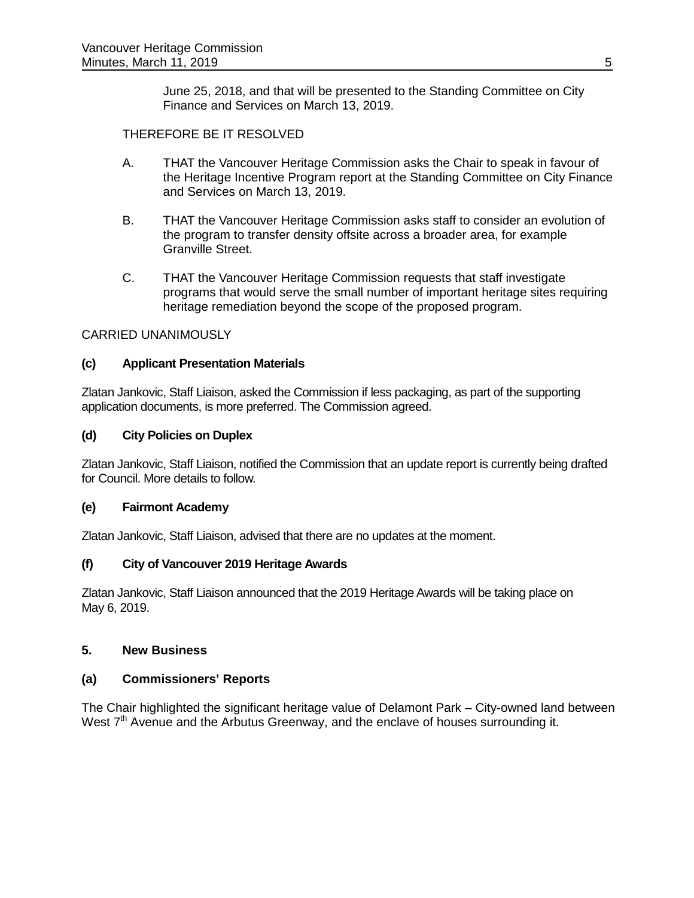June 25, 2018, and that will be presented to the Standing Committee on City Finance and Services on March 13, 2019.

THEREFORE BE IT RESOLVED

A. THAT the Vancouver Heritage Commission asks the Chair to speak in favour of the Heritage Incentive Program report at the Standing Committee on City Finance and Services on March 13, 2019.

B. THAT the Vancouver Heritage Commission asks staff to consider an evolution of the program to transfer density offsite across a broader area, for example Granville Street.

C. THAT the Vancouver Heritage Commission requests that staff investigate programs that would serve the small number of important heritage sites requiring heritage remediation beyond the scope of the proposed program.

CARRIED UNANIMOUSLY

**(c) Applicant Presentation Materials**

Zlatan Jankovic, Staff Liaison, asked the Commission if less packaging, as part of the supporting application documents, is more preferred. The Commission agreed.

**(d) City Policies on Duplex**

Zlatan Jankovic, Staff Liaison, notified the Commission that an update report is currently being drafted for Council. More details to follow.

**(e) Fairmont Academy**

Zlatan Jankovic, Staff Liaison, advised that there are no updates at the moment.

**(f) City of Vancouver 2019 Heritage Awards**

Zlatan Jankovic, Staff Liaison announced that the 2019 Heritage Awards will be taking place on May 6, 2019.

**5. New Business**

**(a) Commissioners' Reports**

The Chair highlighted the significant heritage value of Delamont Park – City-owned land between West 7th Avenue and the Arbutus Greenway, and the enclave of houses surrounding it.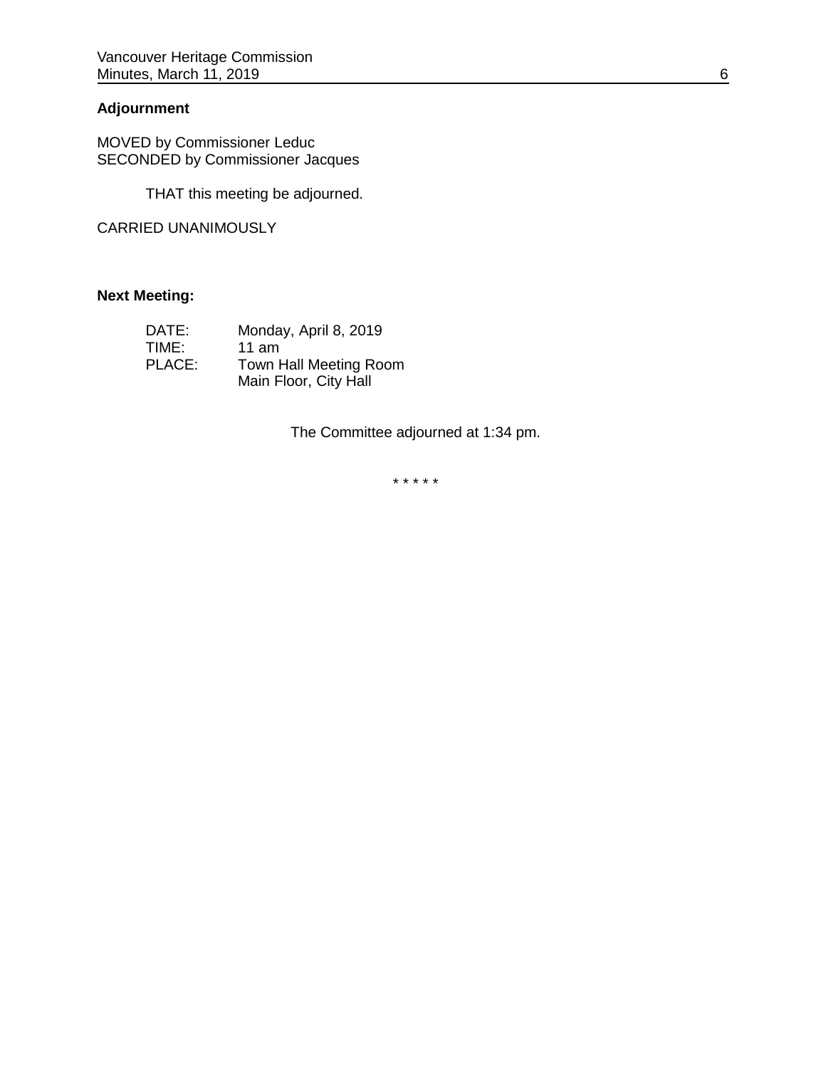**Adjournment**

MOVED by Commissioner Leduc
SECONDED by Commissioner Jacques

THAT this meeting be adjourned.

CARRIED UNANIMOUSLY

**Next Meeting:**

| | |
|---|---|
| DATE: | Monday, April 8, 2019 |
| TIME: | 11 am |
| PLACE: | Town Hall Meeting Room<br>Main Floor, City Hall |

The Committee adjourned at 1:34 pm.

\* \* \* \* \*